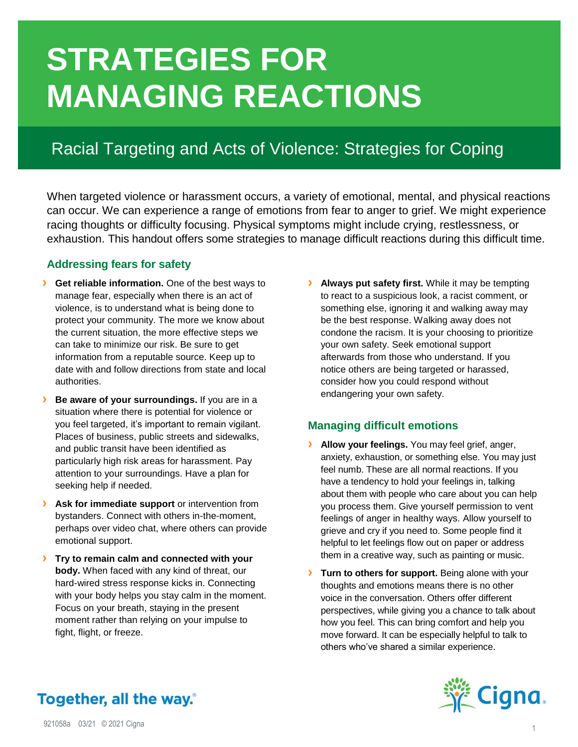# STRATEGIES FOR MANAGING REACTIONS

## Racial Targeting and Acts of Violence: Strategies for Coping

When targeted violence or harassment occurs, a variety of emotional, mental, and physical reactions can occur. We can experience a range of emotions from fear to anger to grief. We might experience racing thoughts or difficulty focusing. Physical symptoms might include crying, restlessness, or exhaustion. This handout offers some strategies to manage difficult reactions during this difficult time.

### Addressing fears for safety

- **Get reliable information.** One of the best ways to manage fear, especially when there is an act of violence, is to understand what is being done to protect your community. The more we know about the current situation, the more effective steps we can take to minimize our risk. Be sure to get information from a reputable source. Keep up to date with and follow directions from state and local authorities.
- **Be aware of your surroundings.** If you are in a situation where there is potential for violence or you feel targeted, it's important to remain vigilant. Places of business, public streets and sidewalks, and public transit have been identified as particularly high risk areas for harassment. Pay attention to your surroundings. Have a plan for seeking help if needed.
- **Ask for immediate support** or intervention from bystanders. Connect with others in-the-moment, perhaps over video chat, where others can provide emotional support.
- **Try to remain calm and connected with your body.** When faced with any kind of threat, our hard-wired stress response kicks in. Connecting with your body helps you stay calm in the moment. Focus on your breath, staying in the present moment rather than relying on your impulse to fight, flight, or freeze.
- **Always put safety first.** While it may be tempting to react to a suspicious look, a racist comment, or something else, ignoring it and walking away may be the best response. Walking away does not condone the racism. It is your choosing to prioritize your own safety. Seek emotional support afterwards from those who understand. If you notice others are being targeted or harassed, consider how you could respond without endangering your own safety.

### Managing difficult emotions

- **Allow your feelings.** You may feel grief, anger, anxiety, exhaustion, or something else. You may just feel numb. These are all normal reactions. If you have a tendency to hold your feelings in, talking about them with people who care about you can help you process them. Give yourself permission to vent feelings of anger in healthy ways. Allow yourself to grieve and cry if you need to. Some people find it helpful to let feelings flow out on paper or address them in a creative way, such as painting or music.
- **Turn to others for support.** Being alone with your thoughts and emotions means there is no other voice in the conversation. Others offer different perspectives, while giving you a chance to talk about how you feel. This can bring comfort and help you move forward. It can be especially helpful to talk to others who've shared a similar experience.

Together, all the way.®

Cigna

921058a 03/21 © 2021 Cigna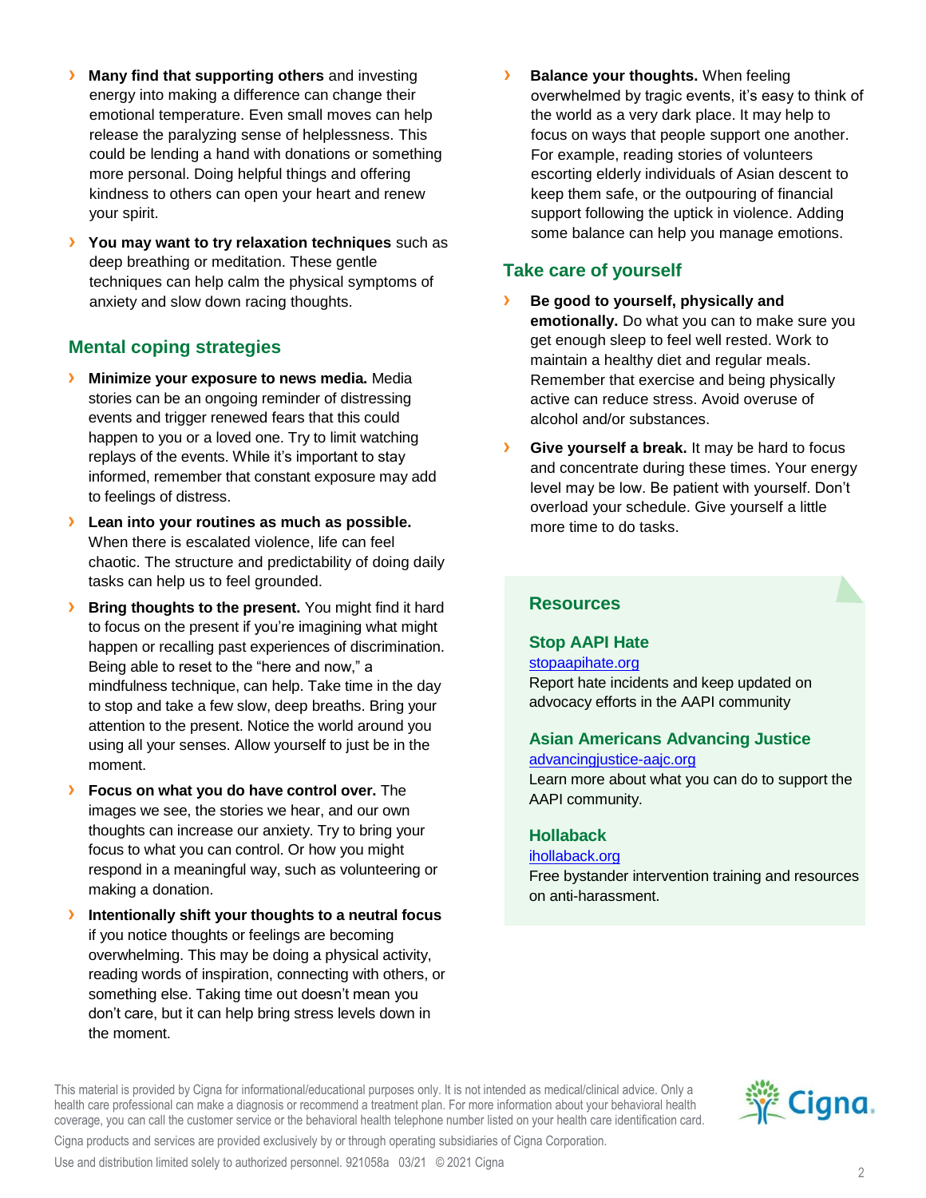- **Many find that supporting others** and investing energy into making a difference can change their emotional temperature. Even small moves can help release the paralyzing sense of helplessness. This could be lending a hand with donations or something more personal. Doing helpful things and offering kindness to others can open your heart and renew your spirit.
- **You may want to try relaxation techniques** such as deep breathing or meditation. These gentle techniques can help calm the physical symptoms of anxiety and slow down racing thoughts.

## Mental coping strategies

- **Minimize your exposure to news media.** Media stories can be an ongoing reminder of distressing events and trigger renewed fears that this could happen to you or a loved one. Try to limit watching replays of the events. While it's important to stay informed, remember that constant exposure may add to feelings of distress.
- **Lean into your routines as much as possible.** When there is escalated violence, life can feel chaotic. The structure and predictability of doing daily tasks can help us to feel grounded.
- **Bring thoughts to the present.** You might find it hard to focus on the present if you're imagining what might happen or recalling past experiences of discrimination. Being able to reset to the "here and now," a mindfulness technique, can help. Take time in the day to stop and take a few slow, deep breaths. Bring your attention to the present. Notice the world around you using all your senses. Allow yourself to just be in the moment.
- **Focus on what you do have control over.** The images we see, the stories we hear, and our own thoughts can increase our anxiety. Try to bring your focus to what you can control. Or how you might respond in a meaningful way, such as volunteering or making a donation.
- **Intentionally shift your thoughts to a neutral focus** if you notice thoughts or feelings are becoming overwhelming. This may be doing a physical activity, reading words of inspiration, connecting with others, or something else. Taking time out doesn't mean you don't care, but it can help bring stress levels down in the moment.
- **Balance your thoughts.** When feeling overwhelmed by tragic events, it's easy to think of the world as a very dark place. It may help to focus on ways that people support one another. For example, reading stories of volunteers escorting elderly individuals of Asian descent to keep them safe, or the outpouring of financial support following the uptick in violence. Adding some balance can help you manage emotions.

## Take care of yourself

- **Be good to yourself, physically and emotionally.** Do what you can to make sure you get enough sleep to feel well rested. Work to maintain a healthy diet and regular meals. Remember that exercise and being physically active can reduce stress. Avoid overuse of alcohol and/or substances.
- **Give yourself a break.** It may be hard to focus and concentrate during these times. Your energy level may be low. Be patient with yourself. Don't overload your schedule. Give yourself a little more time to do tasks.

## Resources

### Stop AAPI Hate

stopaapihate.org

Report hate incidents and keep updated on advocacy efforts in the AAPI community

### Asian Americans Advancing Justice

advancingjustice-aajc.org

Learn more about what you can do to support the AAPI community.

### Hollaback

ihollaback.org

Free bystander intervention training and resources on anti-harassment.

This material is provided by Cigna for informational/educational purposes only. It is not intended as medical/clinical advice. Only a health care professional can make a diagnosis or recommend a treatment plan. For more information about your behavioral health coverage, you can call the customer service or the behavioral health telephone number listed on your health care identification card.

Cigna products and services are provided exclusively by or through operating subsidiaries of Cigna Corporation.

Use and distribution limited solely to authorized personnel. 921058a 03/21 © 2021 Cigna